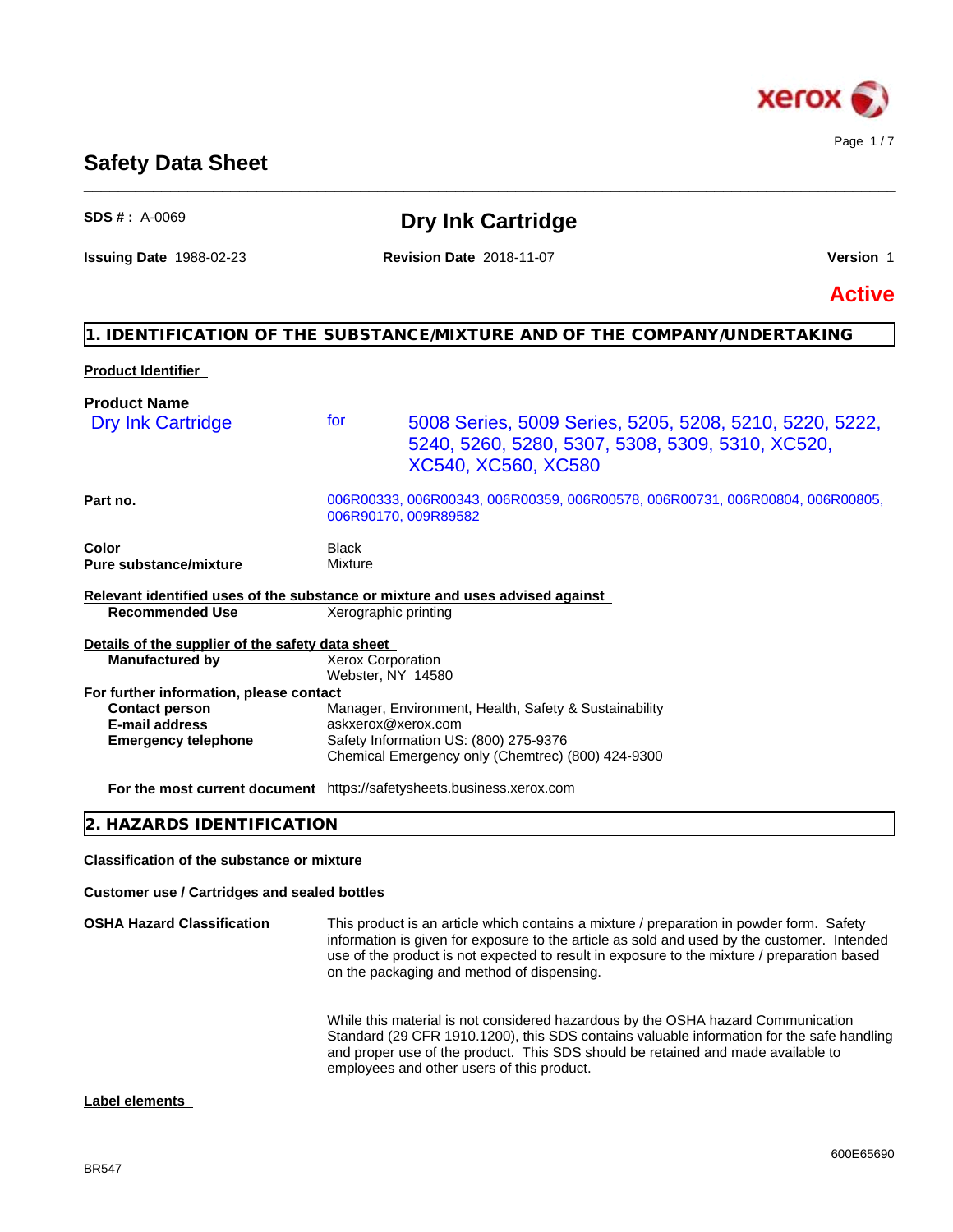# Safety Data Sheet

**SDS # :** A-0069

## Dry Ink Cartridge

**Issuing Date** 1988-02-23 **Revision Date** 2018-11-07 **Version** 1

**Active**

## 1. IDENTIFICATION OF THE SUBSTANCE/MIXTURE AND OF THE COMPANY/UNDERTAKING

**Product Identifier**

**Product Name**

Dry Ink Cartridge for 5008 Series, 5009 Series, 5205, 5208, 5210, 5220, 5222, 5240, 5260, 5280, 5307, 5308, 5309, 5310, XC520, XC540, XC560, XC580

| | |
|---|---|
| **Part no.** | 006R00333, 006R00343, 006R00359, 006R00578, 006R00731, 006R00804, 006R00805, 006R90170, 009R89582 |
| **Color** | Black |
| **Pure substance/mixture** | Mixture |

**Relevant identified uses of the substance or mixture and uses advised against**

| | |
|---|---|
| **Recommended Use** | Xerographic printing |

**Details of the supplier of the safety data sheet**

| | |
|---|---|
| **Manufactured by** | Xerox Corporation<br>Webster, NY 14580 |

**For further information, please contact**

| | |
|---|---|
| **Contact person** | Manager, Environment, Health, Safety & Sustainability |
| **E-mail address** | askxerox@xerox.com |
| **Emergency telephone** | Safety Information US: (800) 275-9376<br>Chemical Emergency only (Chemtrec) (800) 424-9300 |
| **For the most current document** | https://safetysheets.business.xerox.com |

## 2. HAZARDS IDENTIFICATION

**Classification of the substance or mixture**

**Customer use / Cartridges and sealed bottles**

**OSHA Hazard Classification**

This product is an article which contains a mixture / preparation in powder form. Safety information is given for exposure to the article as sold and used by the customer. Intended use of the product is not expected to result in exposure to the mixture / preparation based on the packaging and method of dispensing.

While this material is not considered hazardous by the OSHA hazard Communication Standard (29 CFR 1910.1200), this SDS contains valuable information for the safe handling and proper use of the product. This SDS should be retained and made available to employees and other users of this product.

**Label elements**

BR547

600E65690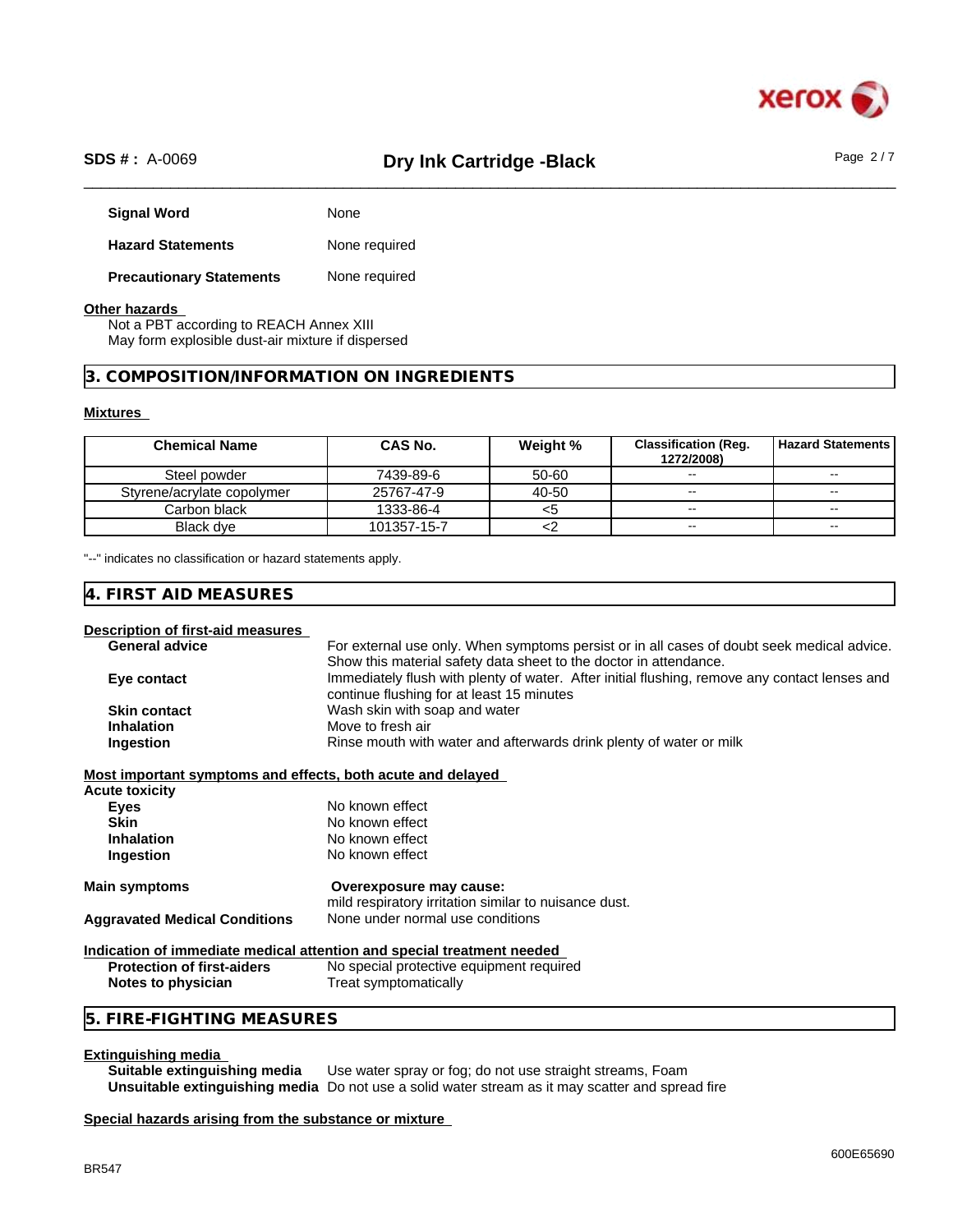| | |
|---|---|
| **Signal Word** | None |
| **Hazard Statements** | None required |
| **Precautionary Statements** | None required |

**Other hazards**

Not a PBT according to REACH Annex XIII
May form explosible dust-air mixture if dispersed

## 3. COMPOSITION/INFORMATION ON INGREDIENTS

**Mixtures**

| Chemical Name | CAS No. | Weight % | Classification (Reg. 1272/2008) | Hazard Statements |
|---|---|---|---|---|
| Steel powder | 7439-89-6 | 50-60 | -- | -- |
| Styrene/acrylate copolymer | 25767-47-9 | 40-50 | -- | -- |
| Carbon black | 1333-86-4 | <5 | -- | -- |
| Black dye | 101357-15-7 | <2 | -- | -- |

"--" indicates no classification or hazard statements apply.

## 4. FIRST AID MEASURES

**Description of first-aid measures**

| | |
|---|---|
| **General advice** | For external use only. When symptoms persist or in all cases of doubt seek medical advice. Show this material safety data sheet to the doctor in attendance. |
| **Eye contact** | Immediately flush with plenty of water. After initial flushing, remove any contact lenses and continue flushing for at least 15 minutes |
| **Skin contact** | Wash skin with soap and water |
| **Inhalation** | Move to fresh air |
| **Ingestion** | Rinse mouth with water and afterwards drink plenty of water or milk |

**Most important symptoms and effects, both acute and delayed**

**Acute toxicity**

| | |
|---|---|
| **Eyes** | No known effect |
| **Skin** | No known effect |
| **Inhalation** | No known effect |
| **Ingestion** | No known effect |

| | |
|---|---|
| **Main symptoms** | **Overexposure may cause:** mild respiratory irritation similar to nuisance dust. |
| **Aggravated Medical Conditions** | None under normal use conditions |

**Indication of immediate medical attention and special treatment needed**

| | |
|---|---|
| **Protection of first-aiders** | No special protective equipment required |
| **Notes to physician** | Treat symptomatically |

## 5. FIRE-FIGHTING MEASURES

**Extinguishing media**

| | |
|---|---|
| **Suitable extinguishing media** | Use water spray or fog; do not use straight streams, Foam |
| **Unsuitable extinguishing media** | Do not use a solid water stream as it may scatter and spread fire |

**Special hazards arising from the substance or mixture**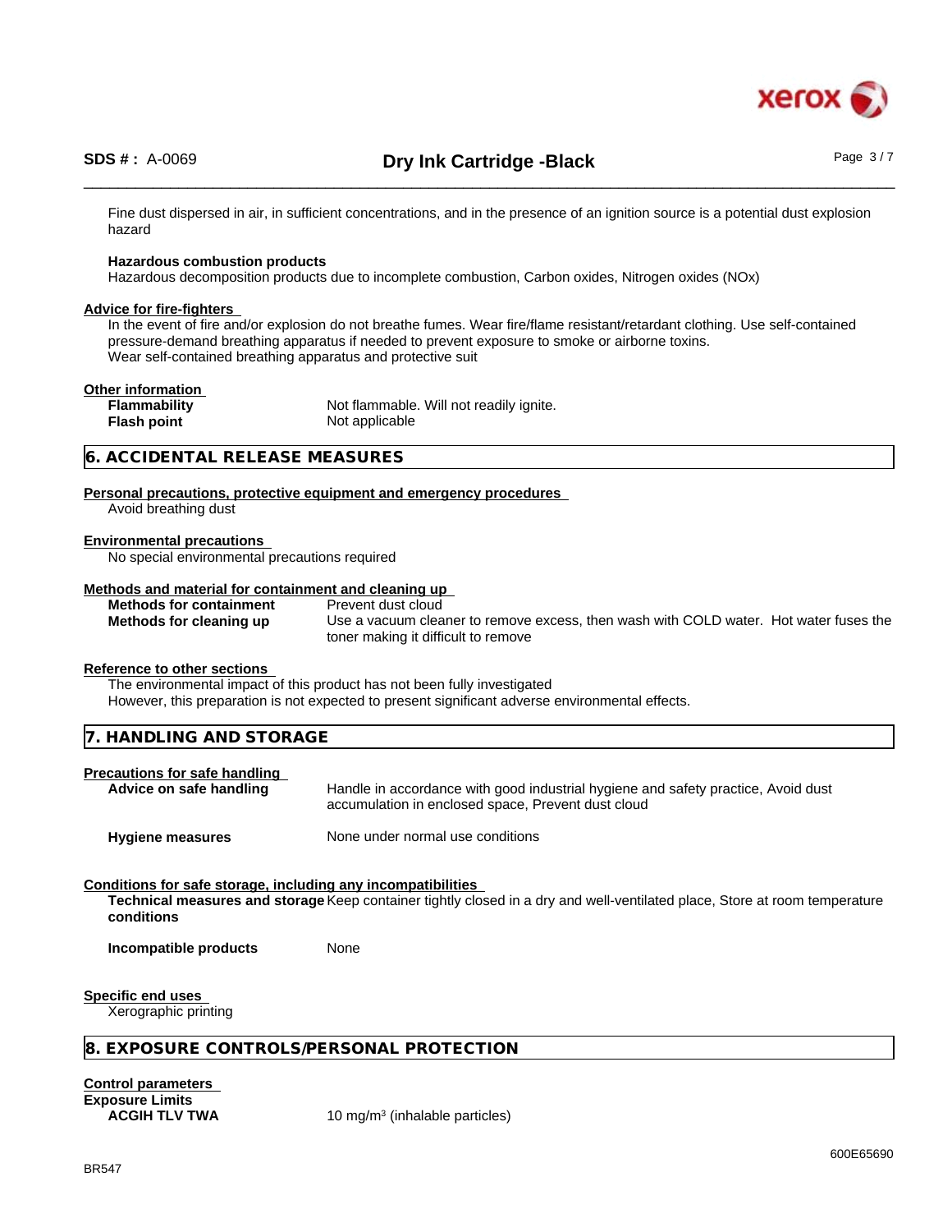Fine dust dispersed in air, in sufficient concentrations, and in the presence of an ignition source is a potential dust explosion hazard

**Hazardous combustion products**
Hazardous decomposition products due to incomplete combustion, Carbon oxides, Nitrogen oxides (NOx)

**Advice for fire-fighters**
In the event of fire and/or explosion do not breathe fumes. Wear fire/flame resistant/retardant clothing. Use self-contained pressure-demand breathing apparatus if needed to prevent exposure to smoke or airborne toxins.
Wear self-contained breathing apparatus and protective suit

**Other information**

| | |
|---|---|
| **Flammability** | Not flammable. Will not readily ignite. |
| **Flash point** | Not applicable |

## 6. ACCIDENTAL RELEASE MEASURES

**Personal precautions, protective equipment and emergency procedures**
Avoid breathing dust

**Environmental precautions**
No special environmental precautions required

**Methods and material for containment and cleaning up**

| | |
|---|---|
| **Methods for containment** | Prevent dust cloud |
| **Methods for cleaning up** | Use a vacuum cleaner to remove excess, then wash with COLD water. Hot water fuses the toner making it difficult to remove |

**Reference to other sections**
The environmental impact of this product has not been fully investigated
However, this preparation is not expected to present significant adverse environmental effects.

## 7. HANDLING AND STORAGE

**Precautions for safe handling**

| | |
|---|---|
| **Advice on safe handling** | Handle in accordance with good industrial hygiene and safety practice, Avoid dust accumulation in enclosed space, Prevent dust cloud |
| **Hygiene measures** | None under normal use conditions |

**Conditions for safe storage, including any incompatibilities**

| | |
|---|---|
| **Technical measures and storage conditions** | Keep container tightly closed in a dry and well-ventilated place, Store at room temperature |
| **Incompatible products** | None |

**Specific end uses**
Xerographic printing

## 8. EXPOSURE CONTROLS/PERSONAL PROTECTION

**Control parameters**
**Exposure Limits**

| | |
|---|---|
| **ACGIH TLV TWA** | 10 mg/m$^3$ (inhalable particles) |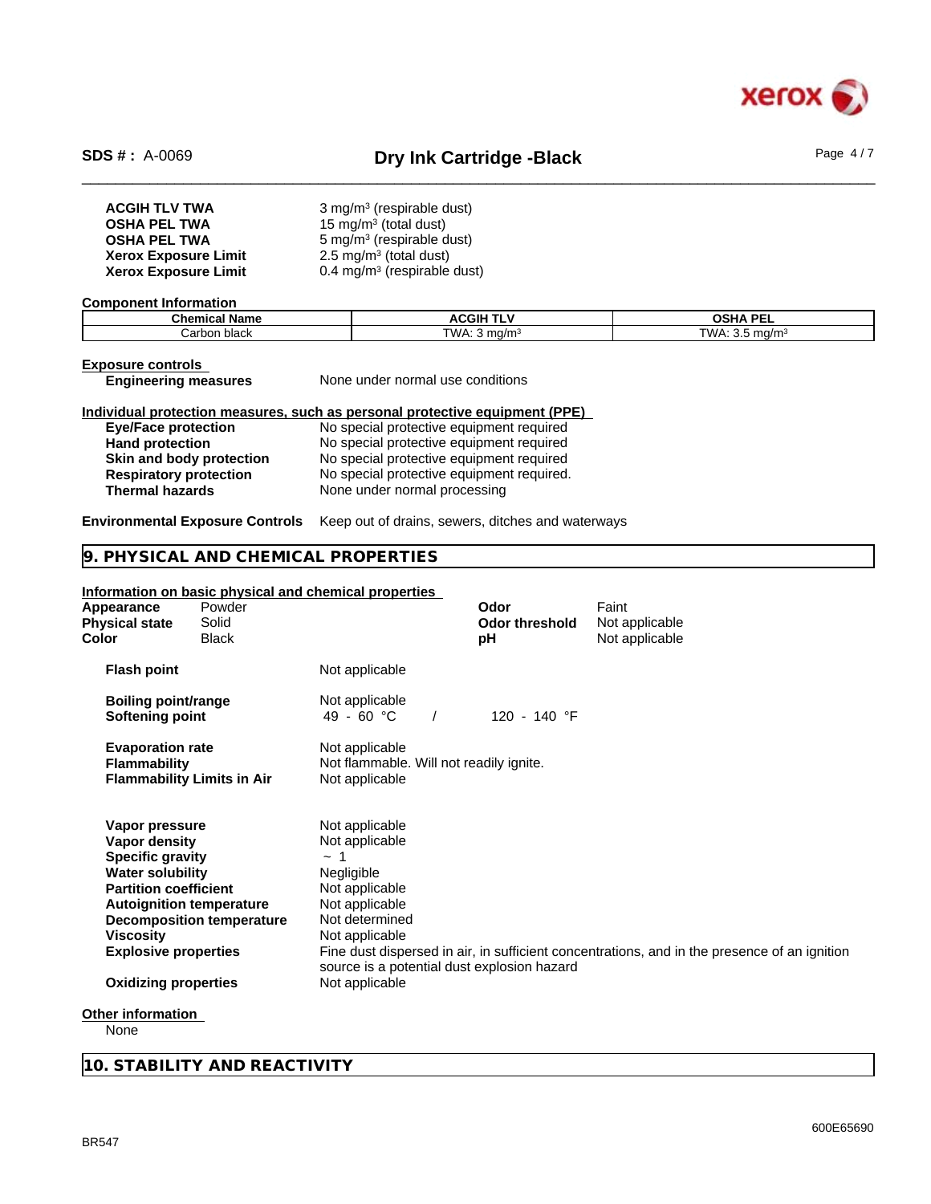| | |
|---|---|
| **ACGIH TLV TWA** | 3 mg/m³ (respirable dust) |
| **OSHA PEL TWA** | 15 mg/m³ (total dust) |
| **OSHA PEL TWA** | 5 mg/m³ (respirable dust) |
| **Xerox Exposure Limit** | 2.5 mg/m³ (total dust) |
| **Xerox Exposure Limit** | 0.4 mg/m³ (respirable dust) |

**Component Information**

| Chemical Name | ACGIH TLV | OSHA PEL |
|---|---|---|
| Carbon black | TWA: 3 mg/m³ | TWA: 3.5 mg/m³ |

**Exposure controls**

**Engineering measures** None under normal use conditions

**Individual protection measures, such as personal protective equipment (PPE)**

| | |
|---|---|
| **Eye/Face protection** | No special protective equipment required |
| **Hand protection** | No special protective equipment required |
| **Skin and body protection** | No special protective equipment required |
| **Respiratory protection** | No special protective equipment required. |
| **Thermal hazards** | None under normal processing |

**Environmental Exposure Controls** Keep out of drains, sewers, ditches and waterways

## 9. PHYSICAL AND CHEMICAL PROPERTIES

**Information on basic physical and chemical properties**

| | | | |
|---|---|---|---|
| **Appearance** | Powder | **Odor** | Faint |
| **Physical state** | Solid | **Odor threshold** | Not applicable |
| **Color** | Black | **pH** | Not applicable |

| | |
|---|---|
| **Flash point** | Not applicable |
| **Boiling point/range** | Not applicable |
| **Softening point** | 49 - 60 °C / 120 - 140 °F |
| **Evaporation rate** | Not applicable |
| **Flammability** | Not flammable. Will not readily ignite. |
| **Flammability Limits in Air** | Not applicable |
| **Vapor pressure** | Not applicable |
| **Vapor density** | Not applicable |
| **Specific gravity** | ~ 1 |
| **Water solubility** | Negligible |
| **Partition coefficient** | Not applicable |
| **Autoignition temperature** | Not applicable |
| **Decomposition temperature** | Not determined |
| **Viscosity** | Not applicable |
| **Explosive properties** | Fine dust dispersed in air, in sufficient concentrations, and in the presence of an ignition source is a potential dust explosion hazard |
| **Oxidizing properties** | Not applicable |

**Other information**

None

## 10. STABILITY AND REACTIVITY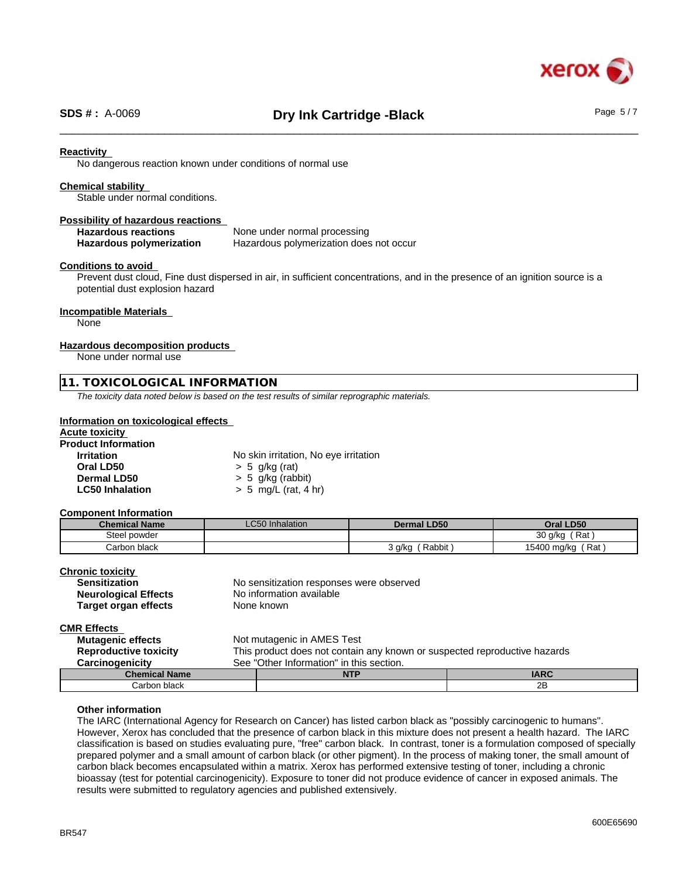**Reactivity**

No dangerous reaction known under conditions of normal use

**Chemical stability**

Stable under normal conditions.

**Possibility of hazardous reactions**

| | |
|---|---|
| **Hazardous reactions** | None under normal processing |
| **Hazardous polymerization** | Hazardous polymerization does not occur |

**Conditions to avoid**

Prevent dust cloud, Fine dust dispersed in air, in sufficient concentrations, and in the presence of an ignition source is a potential dust explosion hazard

**Incompatible Materials**

None

**Hazardous decomposition products**

None under normal use

## 11. TOXICOLOGICAL INFORMATION

*The toxicity data noted below is based on the test results of similar reprographic materials.*

**Information on toxicological effects**

**Acute toxicity**

**Product Information**

| | |
|---|---|
| **Irritation** | No skin irritation, No eye irritation |
| **Oral LD50** | > 5 g/kg (rat) |
| **Dermal LD50** | > 5 g/kg (rabbit) |
| **LC50 Inhalation** | > 5 mg/L (rat, 4 hr) |

**Component Information**

| Chemical Name | LC50 Inhalation | Dermal LD50 | Oral LD50 |
|---|---|---|---|
| Steel powder | | | 30 g/kg ( Rat ) |
| Carbon black | | 3 g/kg ( Rabbit ) | 15400 mg/kg ( Rat ) |

**Chronic toxicity**

| | |
|---|---|
| **Sensitization** | No sensitization responses were observed |
| **Neurological Effects** | No information available |
| **Target organ effects** | None known |

**CMR Effects**

| | |
|---|---|
| **Mutagenic effects** | Not mutagenic in AMES Test |
| **Reproductive toxicity** | This product does not contain any known or suspected reproductive hazards |
| **Carcinogenicity** | See "Other Information" in this section. |

| Chemical Name | NTP | IARC |
|---|---|---|
| Carbon black | | 2B |

**Other information**

The IARC (International Agency for Research on Cancer) has listed carbon black as "possibly carcinogenic to humans". However, Xerox has concluded that the presence of carbon black in this mixture does not present a health hazard. The IARC classification is based on studies evaluating pure, "free" carbon black. In contrast, toner is a formulation composed of specially prepared polymer and a small amount of carbon black (or other pigment). In the process of making toner, the small amount of carbon black becomes encapsulated within a matrix. Xerox has performed extensive testing of toner, including a chronic bioassay (test for potential carcinogenicity). Exposure to toner did not produce evidence of cancer in exposed animals. The results were submitted to regulatory agencies and published extensively.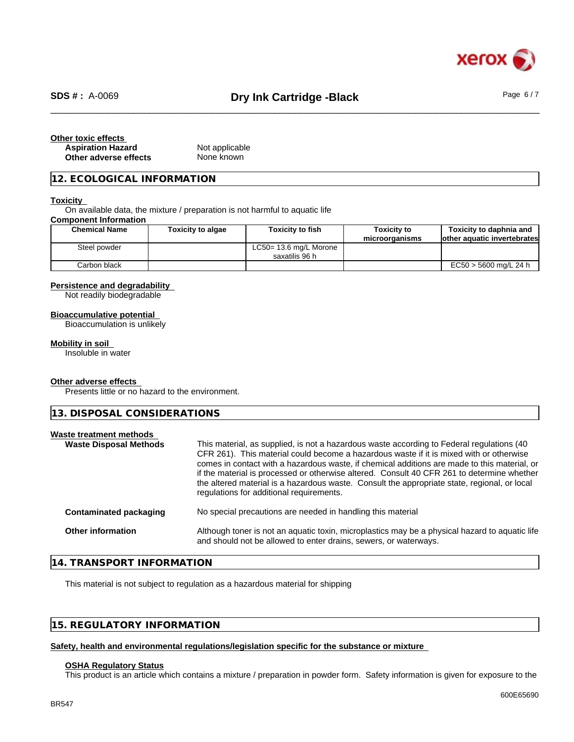**Other toxic effects**

**Aspiration Hazard** Not applicable
**Other adverse effects** None known

## 12. ECOLOGICAL INFORMATION

**Toxicity**

On available data, the mixture / preparation is not harmful to aquatic life

**Component Information**

| Chemical Name | Toxicity to algae | Toxicity to fish | Toxicity to microorganisms | Toxicity to daphnia and other aquatic invertebrates |
|---|---|---|---|---|
| Steel powder | | LC50= 13.6 mg/L Morone saxatilis 96 h | | |
| Carbon black | | | | EC50 > 5600 mg/L 24 h |

**Persistence and degradability**

Not readily biodegradable

**Bioaccumulative potential**

Bioaccumulation is unlikely

**Mobility in soil**

Insoluble in water

**Other adverse effects**

Presents little or no hazard to the environment.

## 13. DISPOSAL CONSIDERATIONS

**Waste treatment methods**

**Waste Disposal Methods** This material, as supplied, is not a hazardous waste according to Federal regulations (40 CFR 261). This material could become a hazardous waste if it is mixed with or otherwise comes in contact with a hazardous waste, if chemical additions are made to this material, or if the material is processed or otherwise altered. Consult 40 CFR 261 to determine whether the altered material is a hazardous waste. Consult the appropriate state, regional, or local regulations for additional requirements.

**Contaminated packaging** No special precautions are needed in handling this material

**Other information** Although toner is not an aquatic toxin, microplastics may be a physical hazard to aquatic life and should not be allowed to enter drains, sewers, or waterways.

## 14. TRANSPORT INFORMATION

This material is not subject to regulation as a hazardous material for shipping

## 15. REGULATORY INFORMATION

**Safety, health and environmental regulations/legislation specific for the substance or mixture**

**OSHA Regulatory Status**

This product is an article which contains a mixture / preparation in powder form. Safety information is given for exposure to the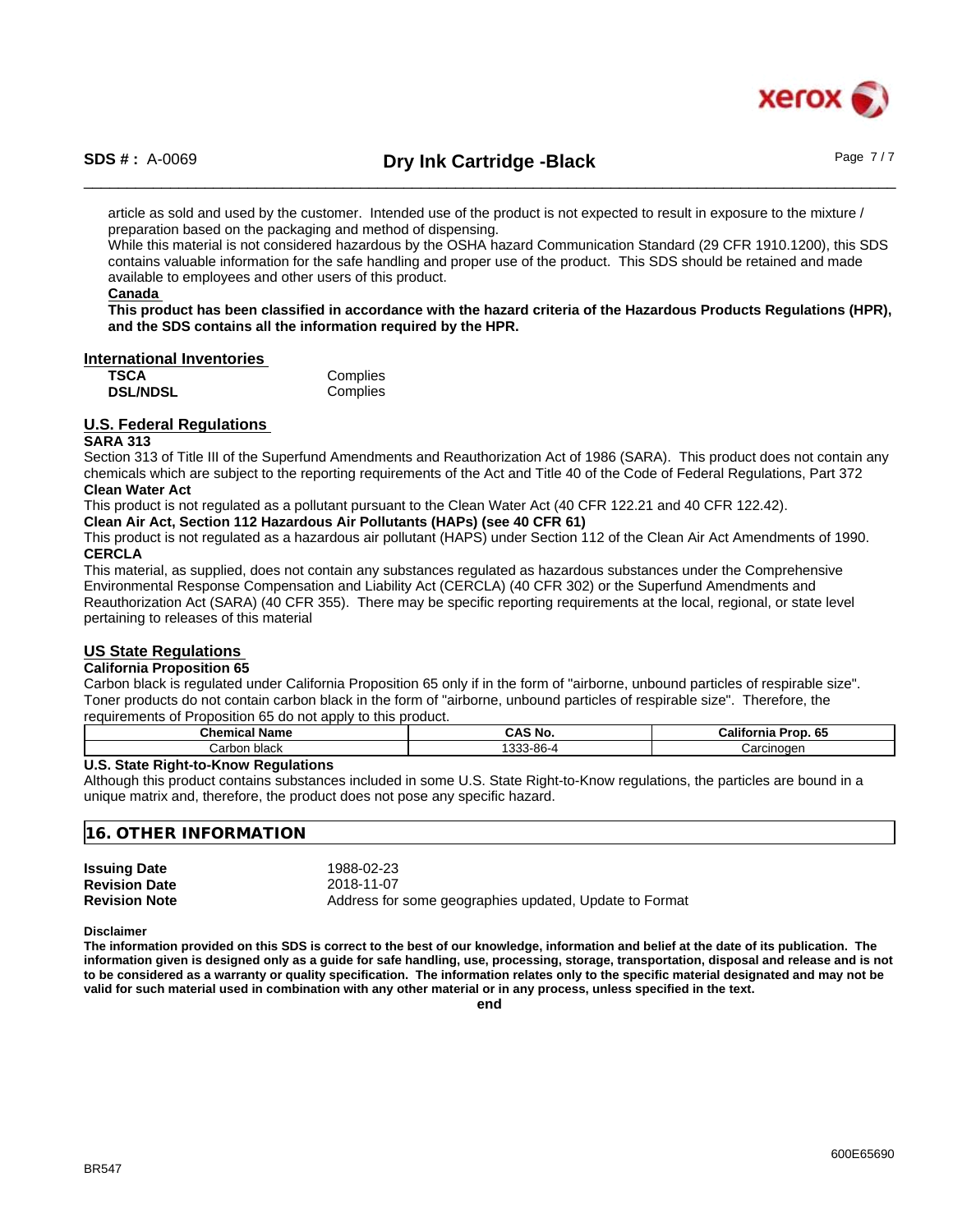article as sold and used by the customer. Intended use of the product is not expected to result in exposure to the mixture / preparation based on the packaging and method of dispensing.
While this material is not considered hazardous by the OSHA hazard Communication Standard (29 CFR 1910.1200), this SDS contains valuable information for the safe handling and proper use of the product. This SDS should be retained and made available to employees and other users of this product.

**Canada**

**This product has been classified in accordance with the hazard criteria of the Hazardous Products Regulations (HPR), and the SDS contains all the information required by the HPR.**

### International Inventories

| | |
|---|---|
| **TSCA** | Complies |
| **DSL/NDSL** | Complies |

### U.S. Federal Regulations

**SARA 313**

Section 313 of Title III of the Superfund Amendments and Reauthorization Act of 1986 (SARA). This product does not contain any chemicals which are subject to the reporting requirements of the Act and Title 40 of the Code of Federal Regulations, Part 372

**Clean Water Act**

This product is not regulated as a pollutant pursuant to the Clean Water Act (40 CFR 122.21 and 40 CFR 122.42).

**Clean Air Act, Section 112 Hazardous Air Pollutants (HAPs) (see 40 CFR 61)**

This product is not regulated as a hazardous air pollutant (HAPS) under Section 112 of the Clean Air Act Amendments of 1990.

**CERCLA**

This material, as supplied, does not contain any substances regulated as hazardous substances under the Comprehensive Environmental Response Compensation and Liability Act (CERCLA) (40 CFR 302) or the Superfund Amendments and Reauthorization Act (SARA) (40 CFR 355). There may be specific reporting requirements at the local, regional, or state level pertaining to releases of this material

### US State Regulations

**California Proposition 65**

Carbon black is regulated under California Proposition 65 only if in the form of "airborne, unbound particles of respirable size". Toner products do not contain carbon black in the form of "airborne, unbound particles of respirable size". Therefore, the requirements of Proposition 65 do not apply to this product.

| Chemical Name | CAS No. | California Prop. 65 |
|---|---|---|
| Carbon black | 1333-86-4 | Carcinogen |

**U.S. State Right-to-Know Regulations**

Although this product contains substances included in some U.S. State Right-to-Know regulations, the particles are bound in a unique matrix and, therefore, the product does not pose any specific hazard.

## 16. OTHER INFORMATION

| | |
|---|---|
| **Issuing Date** | 1988-02-23 |
| **Revision Date** | 2018-11-07 |
| **Revision Note** | Address for some geographies updated, Update to Format |

**Disclaimer**

**The information provided on this SDS is correct to the best of our knowledge, information and belief at the date of its publication. The information given is designed only as a guide for safe handling, use, processing, storage, transportation, disposal and release and is not to be considered as a warranty or quality specification. The information relates only to the specific material designated and may not be valid for such material used in combination with any other material or in any process, unless specified in the text.**

**end**